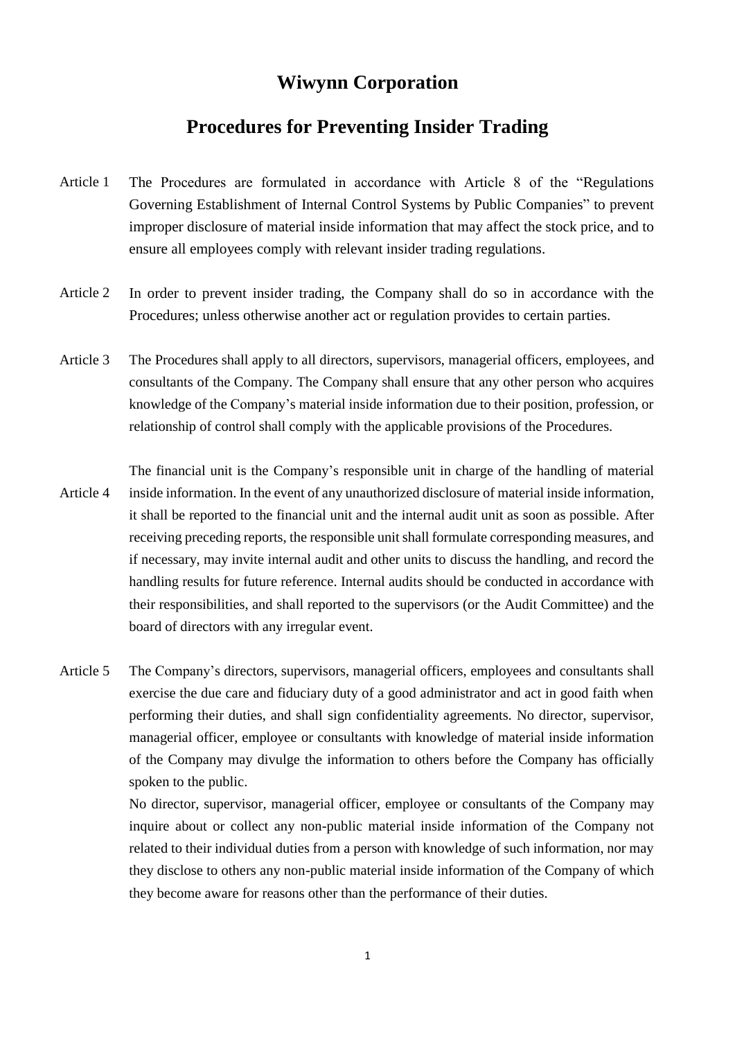# Wiwynn Corporation

## Procedures for Preventing Insider Trading

Article 1 The Procedures are formulated in accordance with Article 8 of the "Regulations Governing Establishment of Internal Control Systems by Public Companies" to prevent improper disclosure of material inside information that may affect the stock price, and to ensure all employees comply with relevant insider trading regulations.

Article 2 In order to prevent insider trading, the Company shall do so in accordance with the Procedures; unless otherwise another act or regulation provides to certain parties.

Article 3 The Procedures shall apply to all directors, supervisors, managerial officers, employees, and consultants of the Company. The Company shall ensure that any other person who acquires knowledge of the Company's material inside information due to their position, profession, or relationship of control shall comply with the applicable provisions of the Procedures.

Article 4 The financial unit is the Company's responsible unit in charge of the handling of material inside information. In the event of any unauthorized disclosure of material inside information, it shall be reported to the financial unit and the internal audit unit as soon as possible. After receiving preceding reports, the responsible unit shall formulate corresponding measures, and if necessary, may invite internal audit and other units to discuss the handling, and record the handling results for future reference. Internal audits should be conducted in accordance with their responsibilities, and shall reported to the supervisors (or the Audit Committee) and the board of directors with any irregular event.

Article 5 The Company's directors, supervisors, managerial officers, employees and consultants shall exercise the due care and fiduciary duty of a good administrator and act in good faith when performing their duties, and shall sign confidentiality agreements. No director, supervisor, managerial officer, employee or consultants with knowledge of material inside information of the Company may divulge the information to others before the Company has officially spoken to the public.

No director, supervisor, managerial officer, employee or consultants of the Company may inquire about or collect any non-public material inside information of the Company not related to their individual duties from a person with knowledge of such information, nor may they disclose to others any non-public material inside information of the Company of which they become aware for reasons other than the performance of their duties.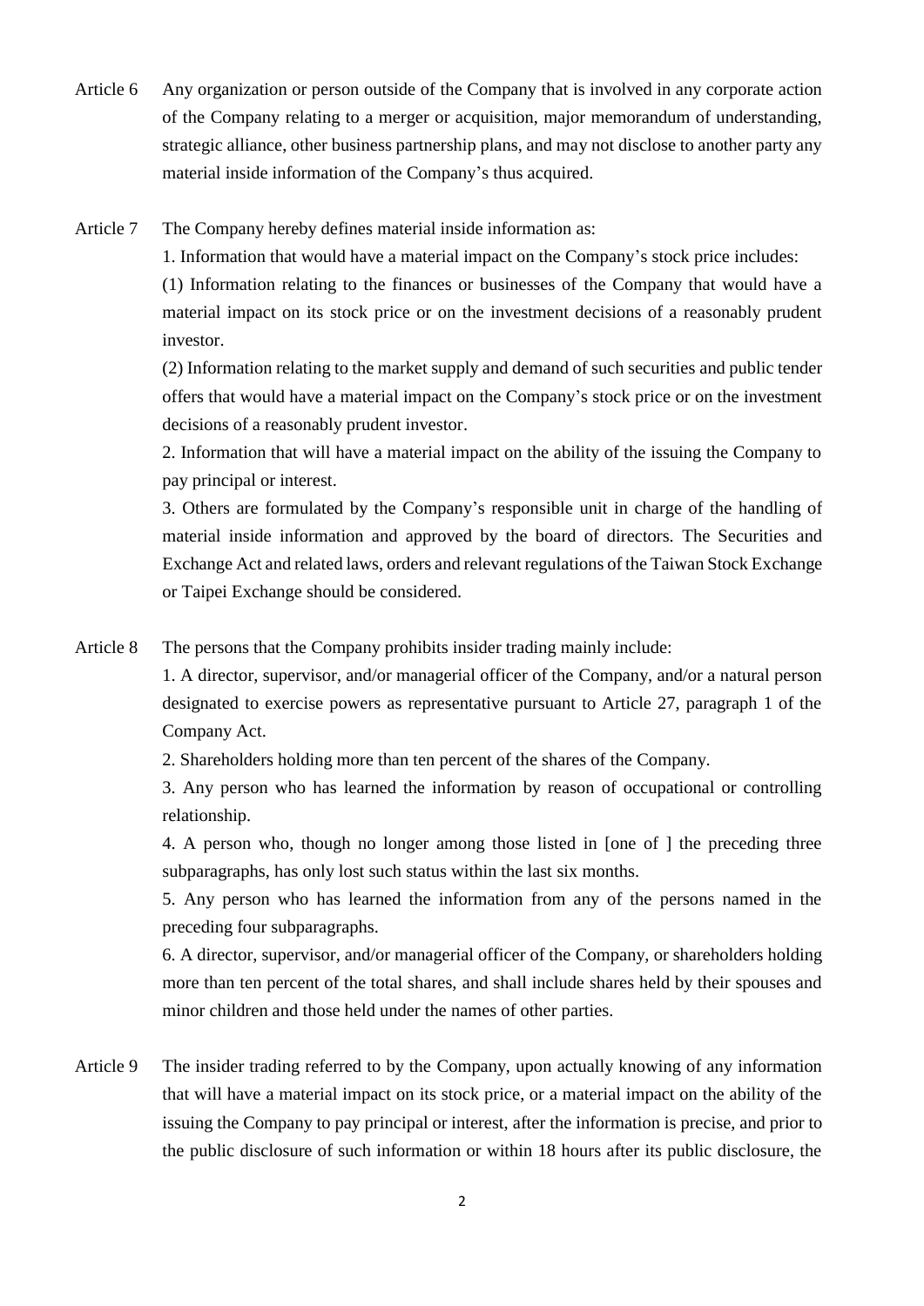Article 6 Any organization or person outside of the Company that is involved in any corporate action of the Company relating to a merger or acquisition, major memorandum of understanding, strategic alliance, other business partnership plans, and may not disclose to another party any material inside information of the Company's thus acquired.

Article 7 The Company hereby defines material inside information as:

1. Information that would have a material impact on the Company's stock price includes:

(1) Information relating to the finances or businesses of the Company that would have a material impact on its stock price or on the investment decisions of a reasonably prudent investor.

(2) Information relating to the market supply and demand of such securities and public tender offers that would have a material impact on the Company's stock price or on the investment decisions of a reasonably prudent investor.

2. Information that will have a material impact on the ability of the issuing the Company to pay principal or interest.

3. Others are formulated by the Company's responsible unit in charge of the handling of material inside information and approved by the board of directors. The Securities and Exchange Act and related laws, orders and relevant regulations of the Taiwan Stock Exchange or Taipei Exchange should be considered.

Article 8 The persons that the Company prohibits insider trading mainly include:

1. A director, supervisor, and/or managerial officer of the Company, and/or a natural person designated to exercise powers as representative pursuant to Article 27, paragraph 1 of the Company Act.

2. Shareholders holding more than ten percent of the shares of the Company.

3. Any person who has learned the information by reason of occupational or controlling relationship.

4. A person who, though no longer among those listed in [one of ] the preceding three subparagraphs, has only lost such status within the last six months.

5. Any person who has learned the information from any of the persons named in the preceding four subparagraphs.

6. A director, supervisor, and/or managerial officer of the Company, or shareholders holding more than ten percent of the total shares, and shall include shares held by their spouses and minor children and those held under the names of other parties.

Article 9 The insider trading referred to by the Company, upon actually knowing of any information that will have a material impact on its stock price, or a material impact on the ability of the issuing the Company to pay principal or interest, after the information is precise, and prior to the public disclosure of such information or within 18 hours after its public disclosure, the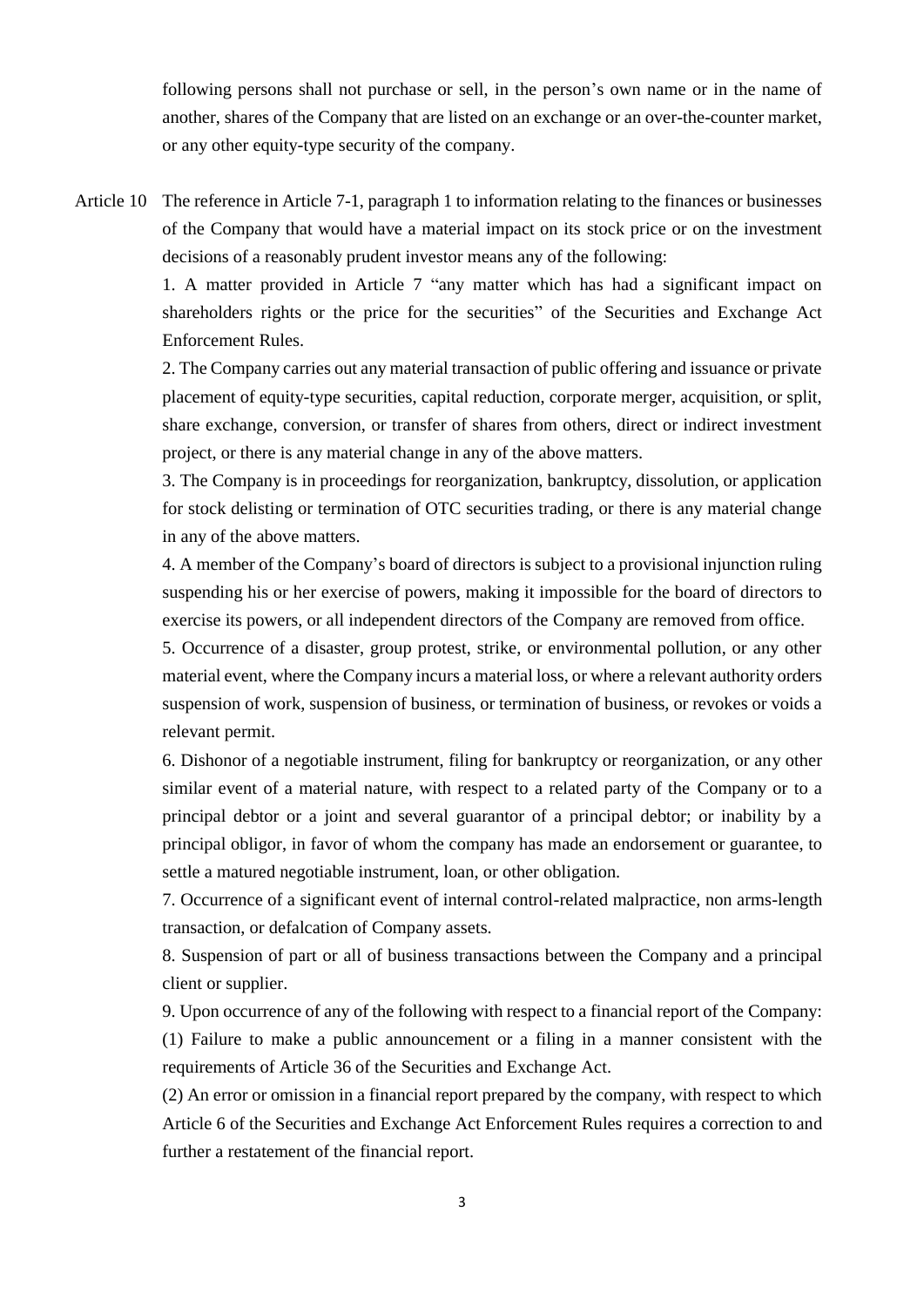following persons shall not purchase or sell, in the person's own name or in the name of another, shares of the Company that are listed on an exchange or an over-the-counter market, or any other equity-type security of the company.

Article 10 The reference in Article 7-1, paragraph 1 to information relating to the finances or businesses of the Company that would have a material impact on its stock price or on the investment decisions of a reasonably prudent investor means any of the following:

1. A matter provided in Article 7 "any matter which has had a significant impact on shareholders rights or the price for the securities" of the Securities and Exchange Act Enforcement Rules.

2. The Company carries out any material transaction of public offering and issuance or private placement of equity-type securities, capital reduction, corporate merger, acquisition, or split, share exchange, conversion, or transfer of shares from others, direct or indirect investment project, or there is any material change in any of the above matters.

3. The Company is in proceedings for reorganization, bankruptcy, dissolution, or application for stock delisting or termination of OTC securities trading, or there is any material change in any of the above matters.

4. A member of the Company's board of directors is subject to a provisional injunction ruling suspending his or her exercise of powers, making it impossible for the board of directors to exercise its powers, or all independent directors of the Company are removed from office.

5. Occurrence of a disaster, group protest, strike, or environmental pollution, or any other material event, where the Company incurs a material loss, or where a relevant authority orders suspension of work, suspension of business, or termination of business, or revokes or voids a relevant permit.

6. Dishonor of a negotiable instrument, filing for bankruptcy or reorganization, or any other similar event of a material nature, with respect to a related party of the Company or to a principal debtor or a joint and several guarantor of a principal debtor; or inability by a principal obligor, in favor of whom the company has made an endorsement or guarantee, to settle a matured negotiable instrument, loan, or other obligation.

7. Occurrence of a significant event of internal control-related malpractice, non arms-length transaction, or defalcation of Company assets.

8. Suspension of part or all of business transactions between the Company and a principal client or supplier.

9. Upon occurrence of any of the following with respect to a financial report of the Company:

(1) Failure to make a public announcement or a filing in a manner consistent with the requirements of Article 36 of the Securities and Exchange Act.

(2) An error or omission in a financial report prepared by the company, with respect to which Article 6 of the Securities and Exchange Act Enforcement Rules requires a correction to and further a restatement of the financial report.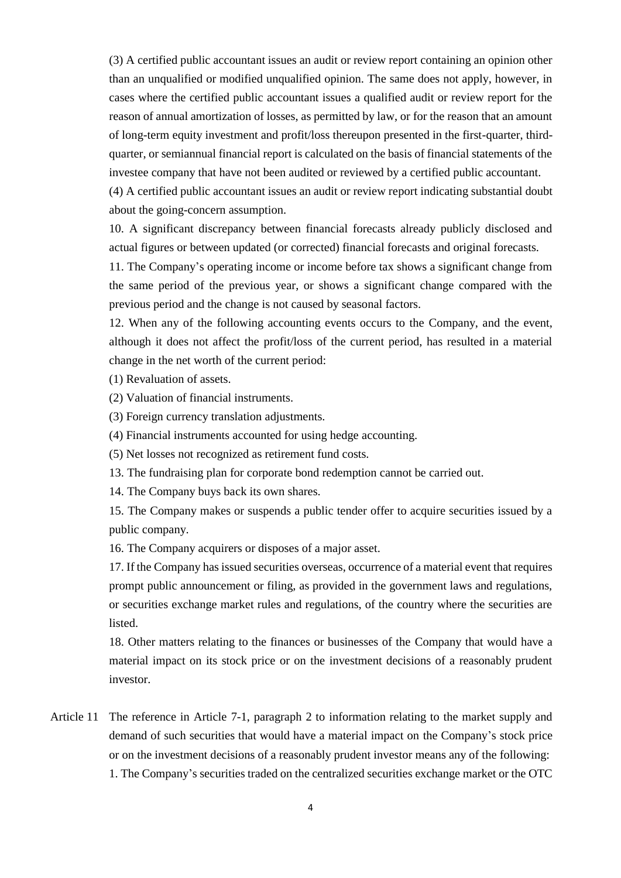(3) A certified public accountant issues an audit or review report containing an opinion other than an unqualified or modified unqualified opinion. The same does not apply, however, in cases where the certified public accountant issues a qualified audit or review report for the reason of annual amortization of losses, as permitted by law, or for the reason that an amount of long-term equity investment and profit/loss thereupon presented in the first-quarter, third-quarter, or semiannual financial report is calculated on the basis of financial statements of the investee company that have not been audited or reviewed by a certified public accountant.

(4) A certified public accountant issues an audit or review report indicating substantial doubt about the going-concern assumption.

10. A significant discrepancy between financial forecasts already publicly disclosed and actual figures or between updated (or corrected) financial forecasts and original forecasts.

11. The Company's operating income or income before tax shows a significant change from the same period of the previous year, or shows a significant change compared with the previous period and the change is not caused by seasonal factors.

12. When any of the following accounting events occurs to the Company, and the event, although it does not affect the profit/loss of the current period, has resulted in a material change in the net worth of the current period:

(1) Revaluation of assets.

(2) Valuation of financial instruments.

(3) Foreign currency translation adjustments.

(4) Financial instruments accounted for using hedge accounting.

(5) Net losses not recognized as retirement fund costs.

13. The fundraising plan for corporate bond redemption cannot be carried out.

14. The Company buys back its own shares.

15. The Company makes or suspends a public tender offer to acquire securities issued by a public company.

16. The Company acquirers or disposes of a major asset.

17. If the Company has issued securities overseas, occurrence of a material event that requires prompt public announcement or filing, as provided in the government laws and regulations, or securities exchange market rules and regulations, of the country where the securities are listed.

18. Other matters relating to the finances or businesses of the Company that would have a material impact on its stock price or on the investment decisions of a reasonably prudent investor.

Article 11 The reference in Article 7-1, paragraph 2 to information relating to the market supply and demand of such securities that would have a material impact on the Company's stock price or on the investment decisions of a reasonably prudent investor means any of the following:

1. The Company's securities traded on the centralized securities exchange market or the OTC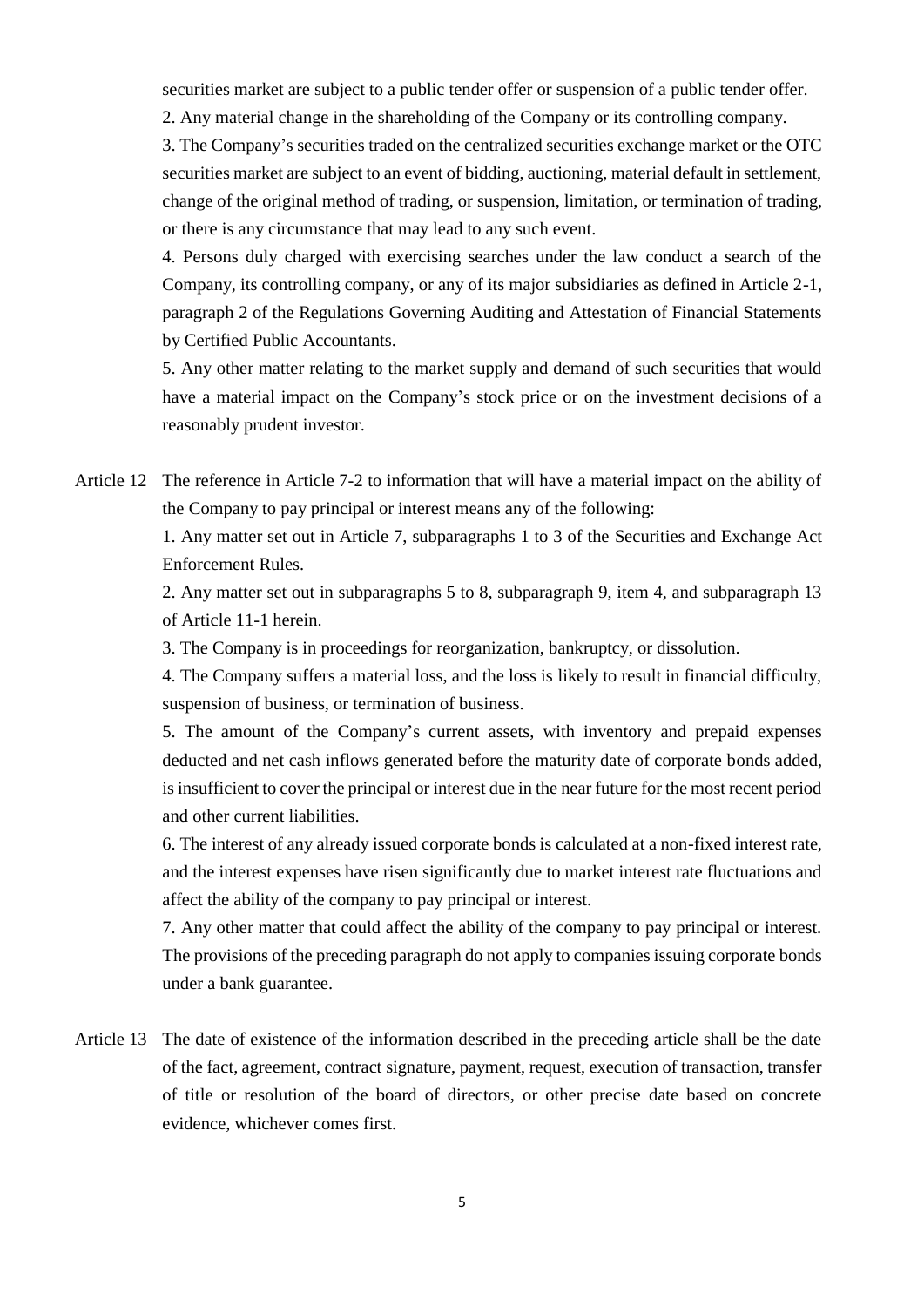securities market are subject to a public tender offer or suspension of a public tender offer.

2. Any material change in the shareholding of the Company or its controlling company.

3. The Company's securities traded on the centralized securities exchange market or the OTC securities market are subject to an event of bidding, auctioning, material default in settlement, change of the original method of trading, or suspension, limitation, or termination of trading, or there is any circumstance that may lead to any such event.

4. Persons duly charged with exercising searches under the law conduct a search of the Company, its controlling company, or any of its major subsidiaries as defined in Article 2-1, paragraph 2 of the Regulations Governing Auditing and Attestation of Financial Statements by Certified Public Accountants.

5. Any other matter relating to the market supply and demand of such securities that would have a material impact on the Company's stock price or on the investment decisions of a reasonably prudent investor.

Article 12 The reference in Article 7-2 to information that will have a material impact on the ability of the Company to pay principal or interest means any of the following:

1. Any matter set out in Article 7, subparagraphs 1 to 3 of the Securities and Exchange Act Enforcement Rules.

2. Any matter set out in subparagraphs 5 to 8, subparagraph 9, item 4, and subparagraph 13 of Article 11-1 herein.

3. The Company is in proceedings for reorganization, bankruptcy, or dissolution.

4. The Company suffers a material loss, and the loss is likely to result in financial difficulty, suspension of business, or termination of business.

5. The amount of the Company's current assets, with inventory and prepaid expenses deducted and net cash inflows generated before the maturity date of corporate bonds added, is insufficient to cover the principal or interest due in the near future for the most recent period and other current liabilities.

6. The interest of any already issued corporate bonds is calculated at a non-fixed interest rate, and the interest expenses have risen significantly due to market interest rate fluctuations and affect the ability of the company to pay principal or interest.

7. Any other matter that could affect the ability of the company to pay principal or interest.

The provisions of the preceding paragraph do not apply to companies issuing corporate bonds under a bank guarantee.

Article 13 The date of existence of the information described in the preceding article shall be the date of the fact, agreement, contract signature, payment, request, execution of transaction, transfer of title or resolution of the board of directors, or other precise date based on concrete evidence, whichever comes first.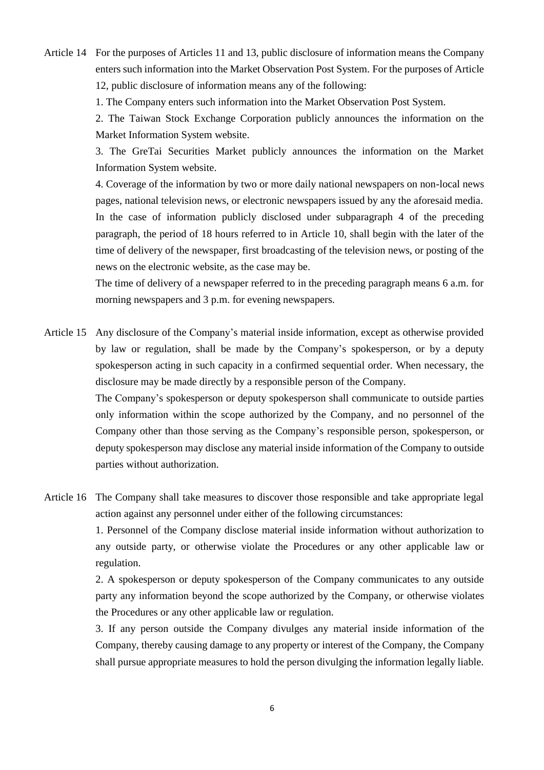Article 14 For the purposes of Articles 11 and 13, public disclosure of information means the Company enters such information into the Market Observation Post System. For the purposes of Article 12, public disclosure of information means any of the following:

1. The Company enters such information into the Market Observation Post System.
2. The Taiwan Stock Exchange Corporation publicly announces the information on the Market Information System website.
3. The GreTai Securities Market publicly announces the information on the Market Information System website.
4. Coverage of the information by two or more daily national newspapers on non-local news pages, national television news, or electronic newspapers issued by any the aforesaid media.

In the case of information publicly disclosed under subparagraph 4 of the preceding paragraph, the period of 18 hours referred to in Article 10, shall begin with the later of the time of delivery of the newspaper, first broadcasting of the television news, or posting of the news on the electronic website, as the case may be.

The time of delivery of a newspaper referred to in the preceding paragraph means 6 a.m. for morning newspapers and 3 p.m. for evening newspapers.

Article 15 Any disclosure of the Company's material inside information, except as otherwise provided by law or regulation, shall be made by the Company's spokesperson, or by a deputy spokesperson acting in such capacity in a confirmed sequential order. When necessary, the disclosure may be made directly by a responsible person of the Company.

The Company's spokesperson or deputy spokesperson shall communicate to outside parties only information within the scope authorized by the Company, and no personnel of the Company other than those serving as the Company's responsible person, spokesperson, or deputy spokesperson may disclose any material inside information of the Company to outside parties without authorization.

Article 16 The Company shall take measures to discover those responsible and take appropriate legal action against any personnel under either of the following circumstances:

1. Personnel of the Company disclose material inside information without authorization to any outside party, or otherwise violate the Procedures or any other applicable law or regulation.
2. A spokesperson or deputy spokesperson of the Company communicates to any outside party any information beyond the scope authorized by the Company, or otherwise violates the Procedures or any other applicable law or regulation.
3. If any person outside the Company divulges any material inside information of the Company, thereby causing damage to any property or interest of the Company, the Company shall pursue appropriate measures to hold the person divulging the information legally liable.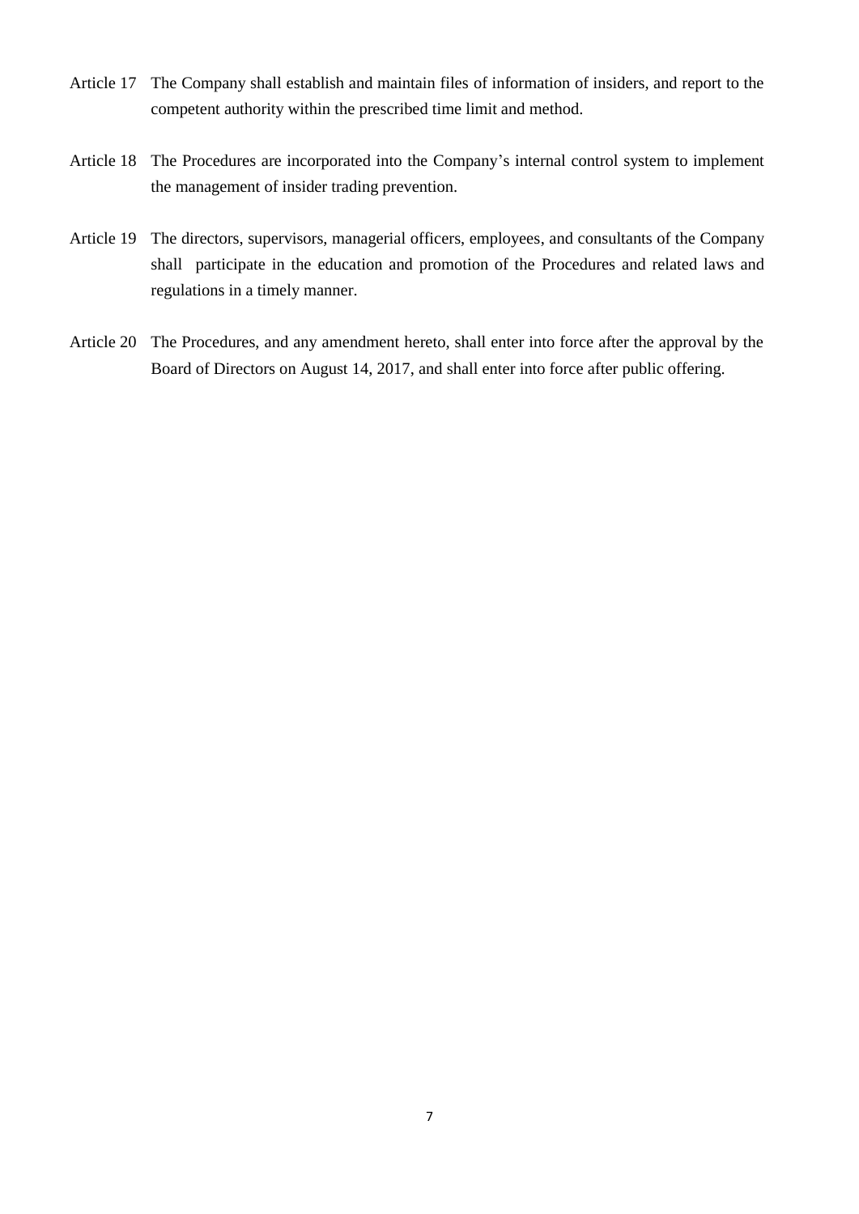Article 17 The Company shall establish and maintain files of information of insiders, and report to the competent authority within the prescribed time limit and method.

Article 18 The Procedures are incorporated into the Company's internal control system to implement the management of insider trading prevention.

Article 19 The directors, supervisors, managerial officers, employees, and consultants of the Company shall participate in the education and promotion of the Procedures and related laws and regulations in a timely manner.

Article 20 The Procedures, and any amendment hereto, shall enter into force after the approval by the Board of Directors on August 14, 2017, and shall enter into force after public offering.